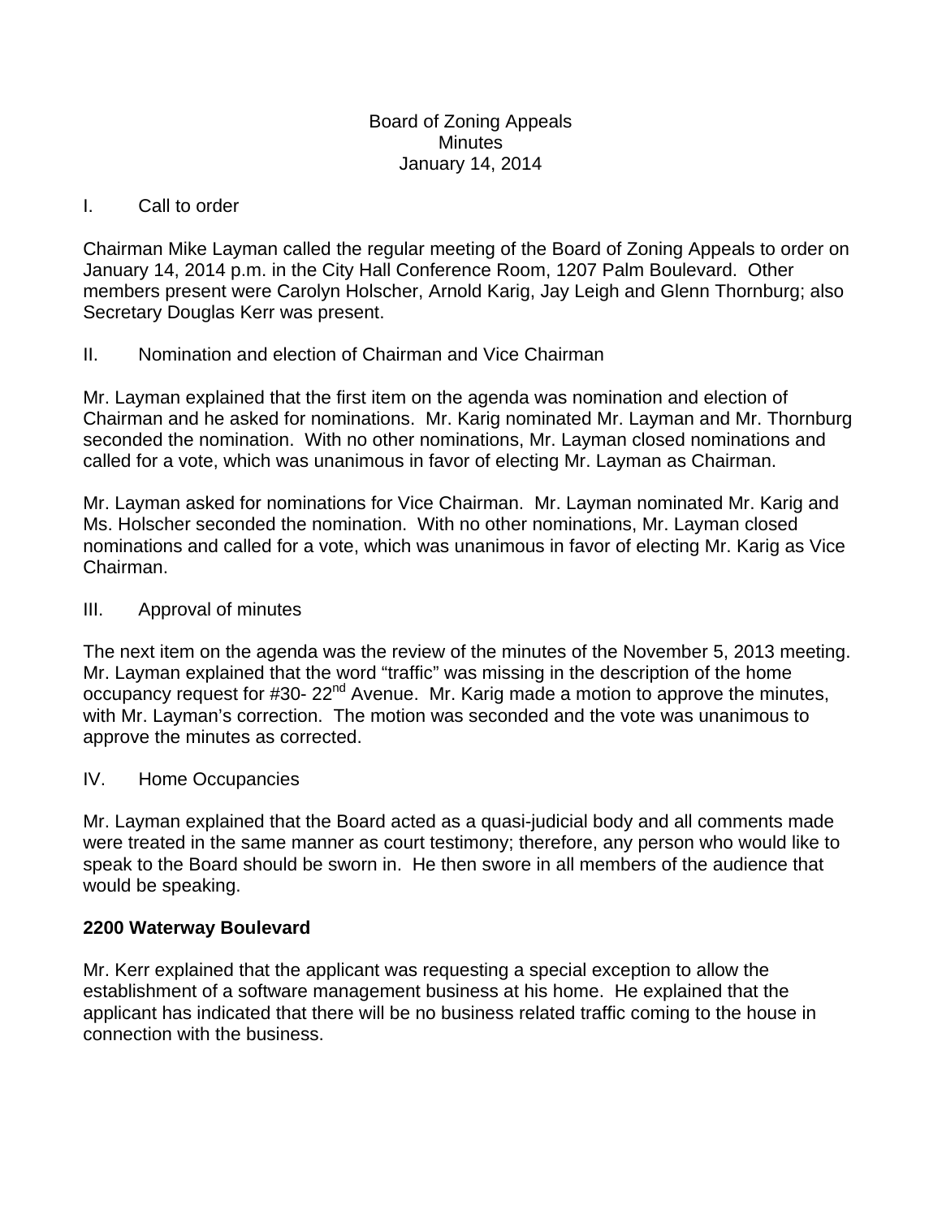# Board of Zoning Appeals
## Minutes
### January 14, 2014

I. Call to order

Chairman Mike Layman called the regular meeting of the Board of Zoning Appeals to order on January 14, 2014 p.m. in the City Hall Conference Room, 1207 Palm Boulevard. Other members present were Carolyn Holscher, Arnold Karig, Jay Leigh and Glenn Thornburg; also Secretary Douglas Kerr was present.

II. Nomination and election of Chairman and Vice Chairman

Mr. Layman explained that the first item on the agenda was nomination and election of Chairman and he asked for nominations. Mr. Karig nominated Mr. Layman and Mr. Thornburg seconded the nomination. With no other nominations, Mr. Layman closed nominations and called for a vote, which was unanimous in favor of electing Mr. Layman as Chairman.

Mr. Layman asked for nominations for Vice Chairman. Mr. Layman nominated Mr. Karig and Ms. Holscher seconded the nomination. With no other nominations, Mr. Layman closed nominations and called for a vote, which was unanimous in favor of electing Mr. Karig as Vice Chairman.

III. Approval of minutes

The next item on the agenda was the review of the minutes of the November 5, 2013 meeting. Mr. Layman explained that the word "traffic" was missing in the description of the home occupancy request for #30- 22nd Avenue. Mr. Karig made a motion to approve the minutes, with Mr. Layman's correction. The motion was seconded and the vote was unanimous to approve the minutes as corrected.

IV. Home Occupancies

Mr. Layman explained that the Board acted as a quasi-judicial body and all comments made were treated in the same manner as court testimony; therefore, any person who would like to speak to the Board should be sworn in. He then swore in all members of the audience that would be speaking.

**2200 Waterway Boulevard**

Mr. Kerr explained that the applicant was requesting a special exception to allow the establishment of a software management business at his home. He explained that the applicant has indicated that there will be no business related traffic coming to the house in connection with the business.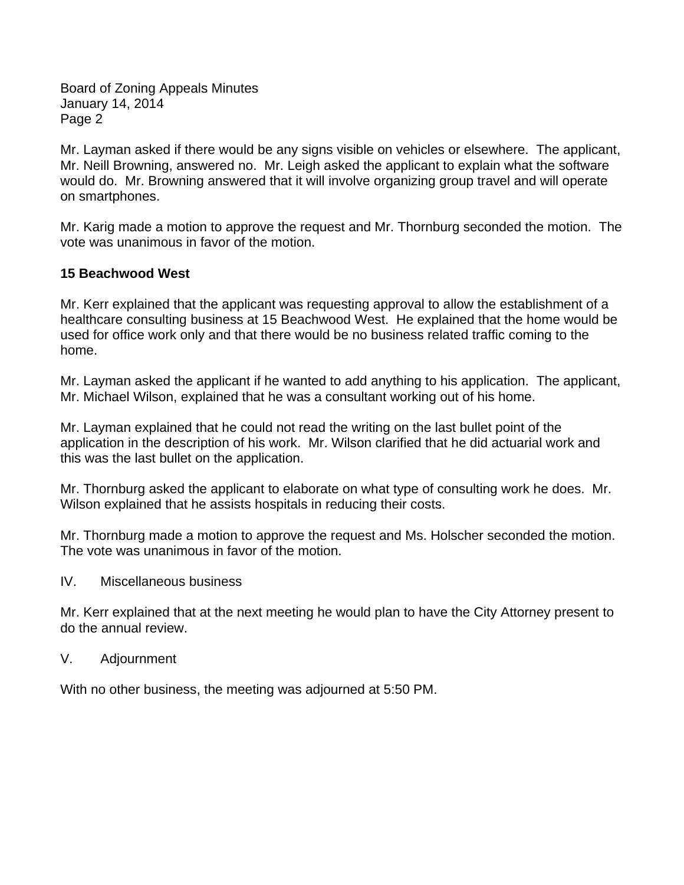Mr. Layman asked if there would be any signs visible on vehicles or elsewhere. The applicant, Mr. Neill Browning, answered no. Mr. Leigh asked the applicant to explain what the software would do. Mr. Browning answered that it will involve organizing group travel and will operate on smartphones.

Mr. Karig made a motion to approve the request and Mr. Thornburg seconded the motion. The vote was unanimous in favor of the motion.

**15 Beachwood West**

Mr. Kerr explained that the applicant was requesting approval to allow the establishment of a healthcare consulting business at 15 Beachwood West. He explained that the home would be used for office work only and that there would be no business related traffic coming to the home.

Mr. Layman asked the applicant if he wanted to add anything to his application. The applicant, Mr. Michael Wilson, explained that he was a consultant working out of his home.

Mr. Layman explained that he could not read the writing on the last bullet point of the application in the description of his work. Mr. Wilson clarified that he did actuarial work and this was the last bullet on the application.

Mr. Thornburg asked the applicant to elaborate on what type of consulting work he does. Mr. Wilson explained that he assists hospitals in reducing their costs.

Mr. Thornburg made a motion to approve the request and Ms. Holscher seconded the motion. The vote was unanimous in favor of the motion.

IV. Miscellaneous business

Mr. Kerr explained that at the next meeting he would plan to have the City Attorney present to do the annual review.

V. Adjournment

With no other business, the meeting was adjourned at 5:50 PM.